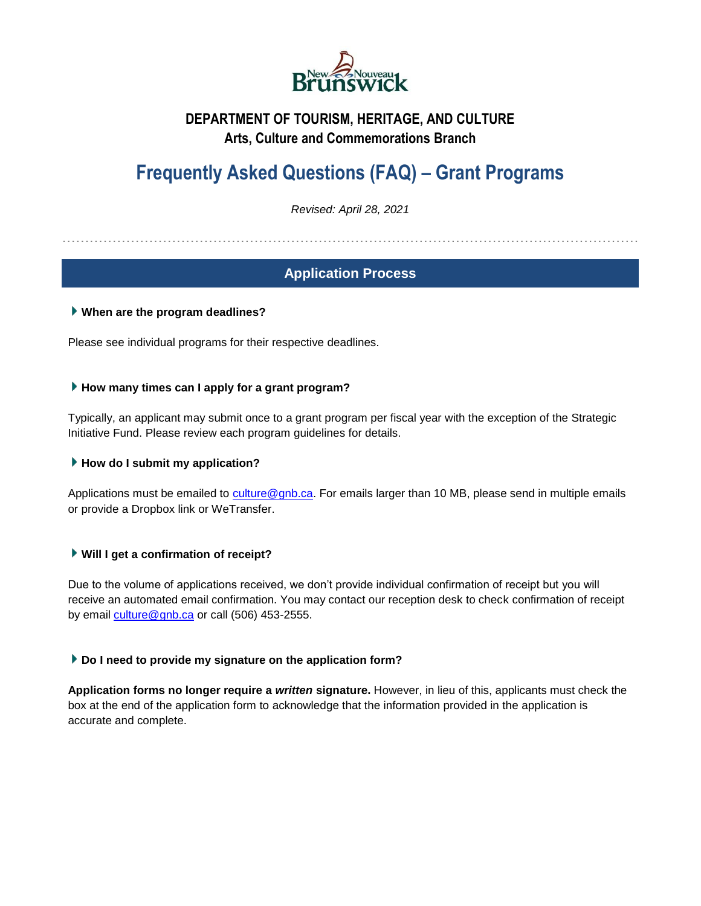## DEPARTMENT OF TOURISM, HERITAGE, AND CULTURE
### Arts, Culture and Commemorations Branch

# Frequently Asked Questions (FAQ) – Grant Programs

*Revised: April 28, 2021*

## Application Process

**When are the program deadlines?**

Please see individual programs for their respective deadlines.

**How many times can I apply for a grant program?**

Typically, an applicant may submit once to a grant program per fiscal year with the exception of the Strategic Initiative Fund. Please review each program guidelines for details.

**How do I submit my application?**

Applications must be emailed to culture@gnb.ca. For emails larger than 10 MB, please send in multiple emails or provide a Dropbox link or WeTransfer.

**Will I get a confirmation of receipt?**

Due to the volume of applications received, we don't provide individual confirmation of receipt but you will receive an automated email confirmation. You may contact our reception desk to check confirmation of receipt by email culture@gnb.ca or call (506) 453-2555.

**Do I need to provide my signature on the application form?**

**Application forms no longer require a *written* signature.** However, in lieu of this, applicants must check the box at the end of the application form to acknowledge that the information provided in the application is accurate and complete.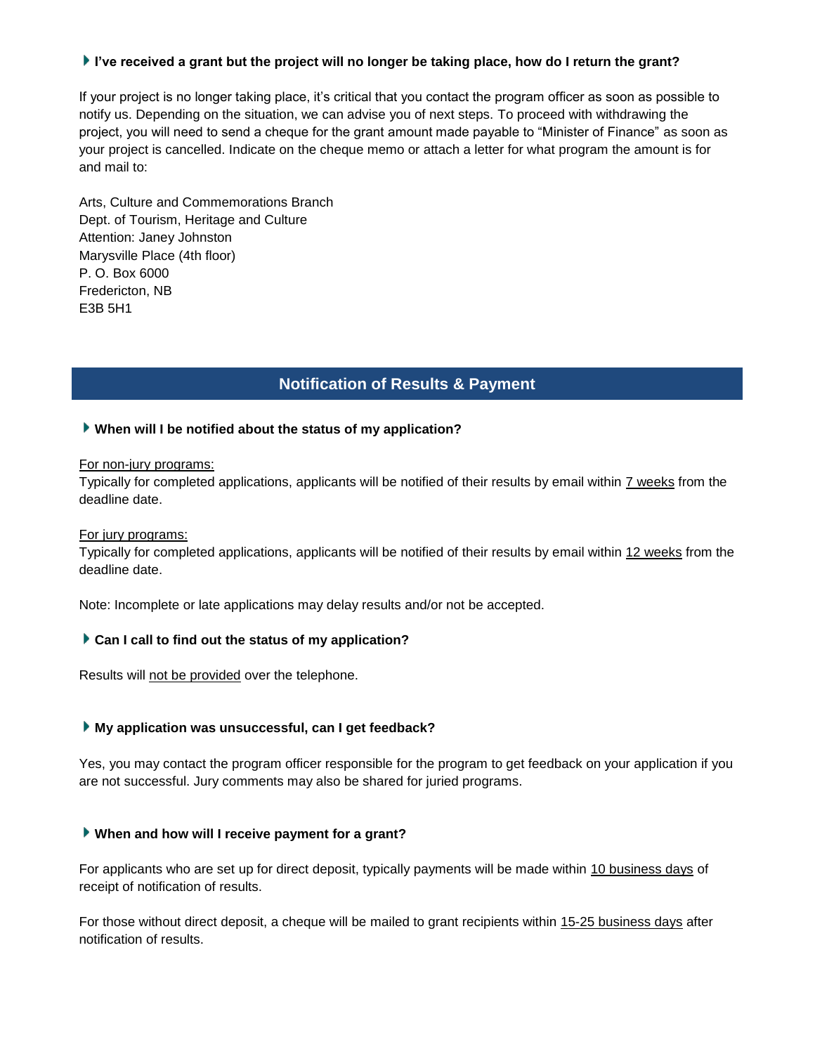### I've received a grant but the project will no longer be taking place, how do I return the grant?

If your project is no longer taking place, it's critical that you contact the program officer as soon as possible to notify us. Depending on the situation, we can advise you of next steps. To proceed with withdrawing the project, you will need to send a cheque for the grant amount made payable to "Minister of Finance" as soon as your project is cancelled. Indicate on the cheque memo or attach a letter for what program the amount is for and mail to:

Arts, Culture and Commemorations Branch
Dept. of Tourism, Heritage and Culture
Attention: Janey Johnston
Marysville Place (4th floor)
P. O. Box 6000
Fredericton, NB
E3B 5H1

## Notification of Results & Payment

### When will I be notified about the status of my application?

<u>For non-jury programs:</u>
Typically for completed applications, applicants will be notified of their results by email within <u>7 weeks</u> from the deadline date.

<u>For jury programs:</u>
Typically for completed applications, applicants will be notified of their results by email within <u>12 weeks</u> from the deadline date.

Note: Incomplete or late applications may delay results and/or not be accepted.

### Can I call to find out the status of my application?

Results will <u>not be provided</u> over the telephone.

### My application was unsuccessful, can I get feedback?

Yes, you may contact the program officer responsible for the program to get feedback on your application if you are not successful. Jury comments may also be shared for juried programs.

### When and how will I receive payment for a grant?

For applicants who are set up for direct deposit, typically payments will be made within <u>10 business days</u> of receipt of notification of results.

For those without direct deposit, a cheque will be mailed to grant recipients within <u>15-25 business days</u> after notification of results.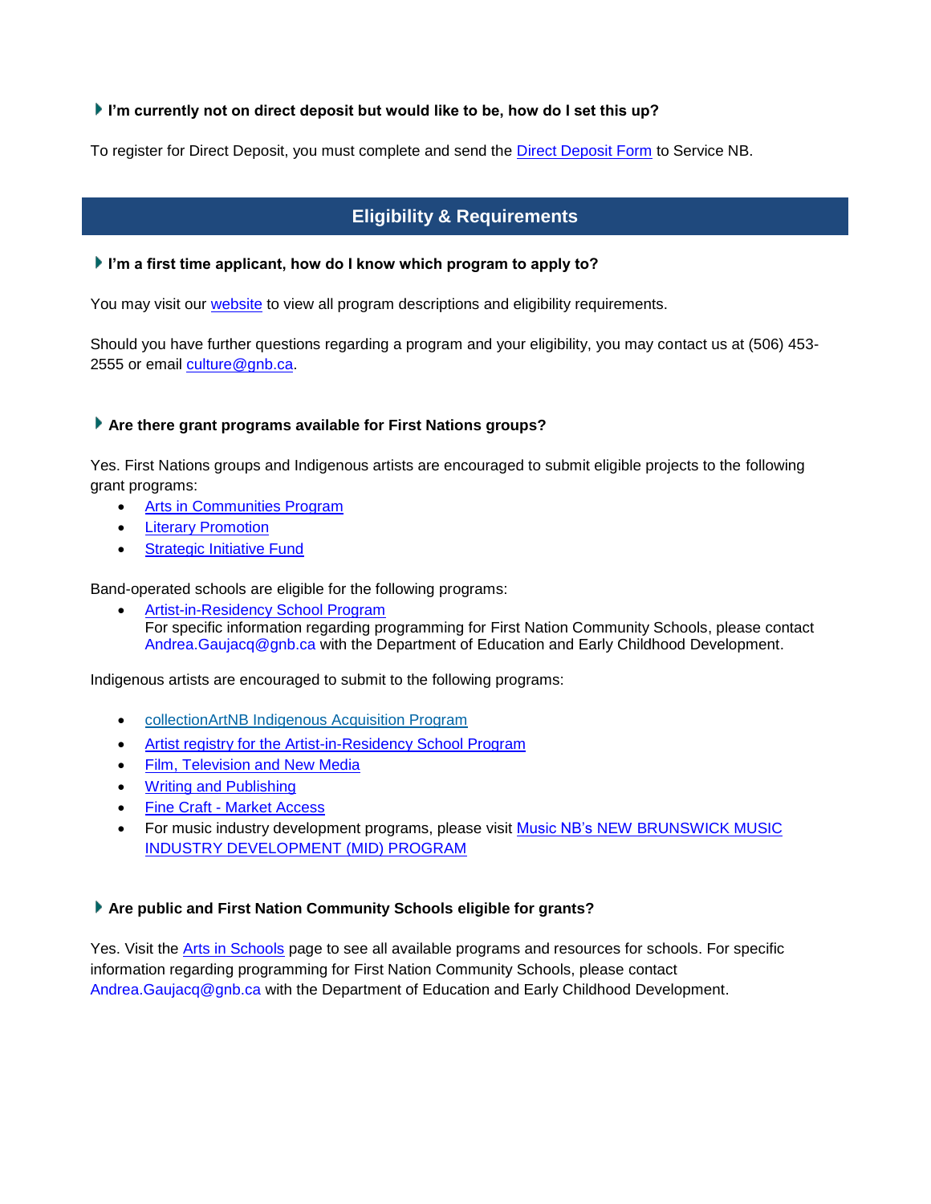**I'm currently not on direct deposit but would like to be, how do I set this up?**

To register for Direct Deposit, you must complete and send the Direct Deposit Form to Service NB.

## Eligibility & Requirements

**I'm a first time applicant, how do I know which program to apply to?**

You may visit our website to view all program descriptions and eligibility requirements.

Should you have further questions regarding a program and your eligibility, you may contact us at (506) 453-2555 or email culture@gnb.ca.

**Are there grant programs available for First Nations groups?**

Yes. First Nations groups and Indigenous artists are encouraged to submit eligible projects to the following grant programs:

- Arts in Communities Program
- Literary Promotion
- Strategic Initiative Fund

Band-operated schools are eligible for the following programs:

- Artist-in-Residency School Program
  For specific information regarding programming for First Nation Community Schools, please contact Andrea.Gaujacq@gnb.ca with the Department of Education and Early Childhood Development.

Indigenous artists are encouraged to submit to the following programs:

- collectionArtNB Indigenous Acquisition Program
- Artist registry for the Artist-in-Residency School Program
- Film, Television and New Media
- Writing and Publishing
- Fine Craft - Market Access
- For music industry development programs, please visit Music NB's NEW BRUNSWICK MUSIC INDUSTRY DEVELOPMENT (MID) PROGRAM

**Are public and First Nation Community Schools eligible for grants?**

Yes. Visit the Arts in Schools page to see all available programs and resources for schools. For specific information regarding programming for First Nation Community Schools, please contact Andrea.Gaujacq@gnb.ca with the Department of Education and Early Childhood Development.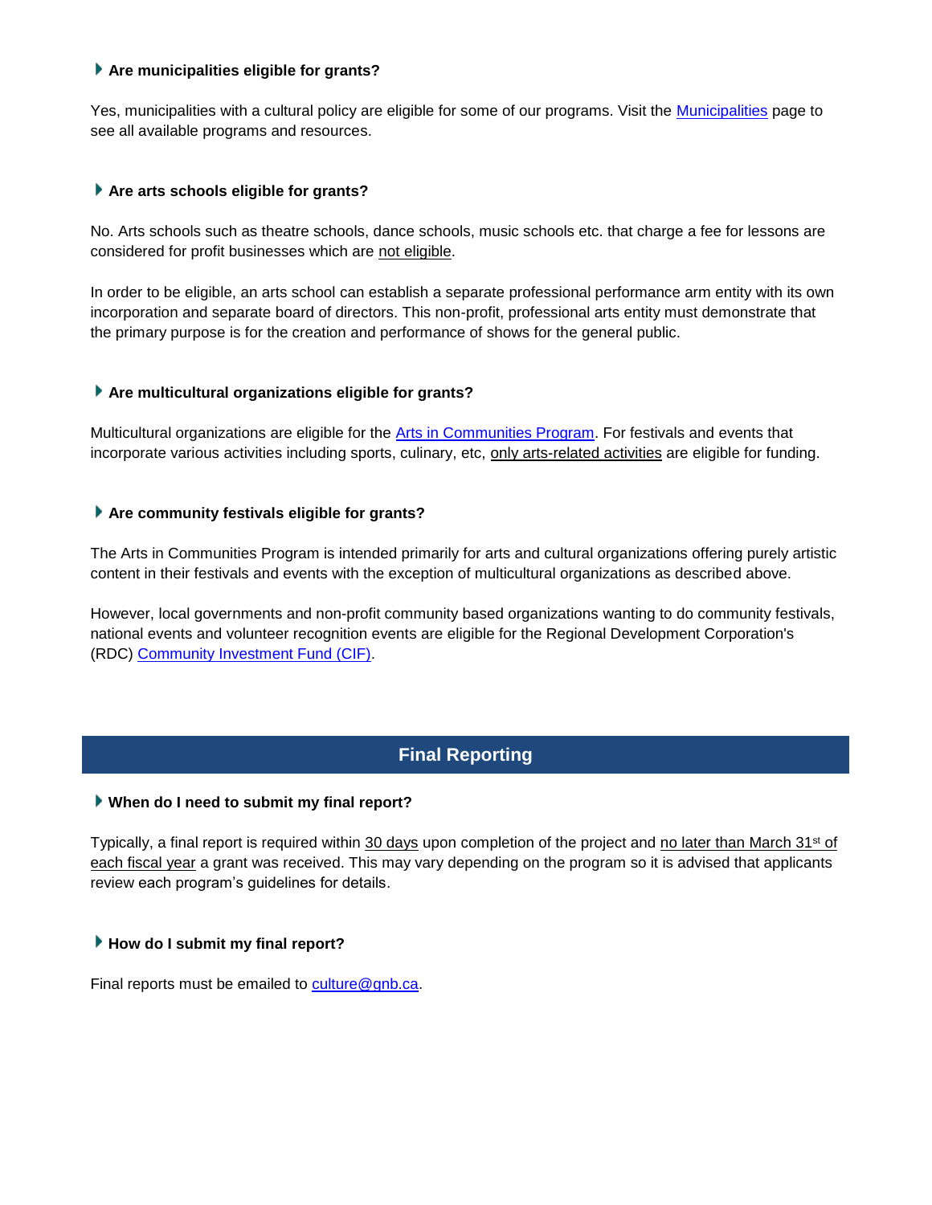### Are municipalities eligible for grants?

Yes, municipalities with a cultural policy are eligible for some of our programs. Visit the Municipalities page to see all available programs and resources.

### Are arts schools eligible for grants?

No. Arts schools such as theatre schools, dance schools, music schools etc. that charge a fee for lessons are considered for profit businesses which are not eligible.

In order to be eligible, an arts school can establish a separate professional performance arm entity with its own incorporation and separate board of directors. This non-profit, professional arts entity must demonstrate that the primary purpose is for the creation and performance of shows for the general public.

### Are multicultural organizations eligible for grants?

Multicultural organizations are eligible for the Arts in Communities Program. For festivals and events that incorporate various activities including sports, culinary, etc, only arts-related activities are eligible for funding.

### Are community festivals eligible for grants?

The Arts in Communities Program is intended primarily for arts and cultural organizations offering purely artistic content in their festivals and events with the exception of multicultural organizations as described above.

However, local governments and non-profit community based organizations wanting to do community festivals, national events and volunteer recognition events are eligible for the Regional Development Corporation's (RDC) Community Investment Fund (CIF).

## Final Reporting

### When do I need to submit my final report?

Typically, a final report is required within 30 days upon completion of the project and no later than March 31st of each fiscal year a grant was received. This may vary depending on the program so it is advised that applicants review each program's guidelines for details.

### How do I submit my final report?

Final reports must be emailed to culture@gnb.ca.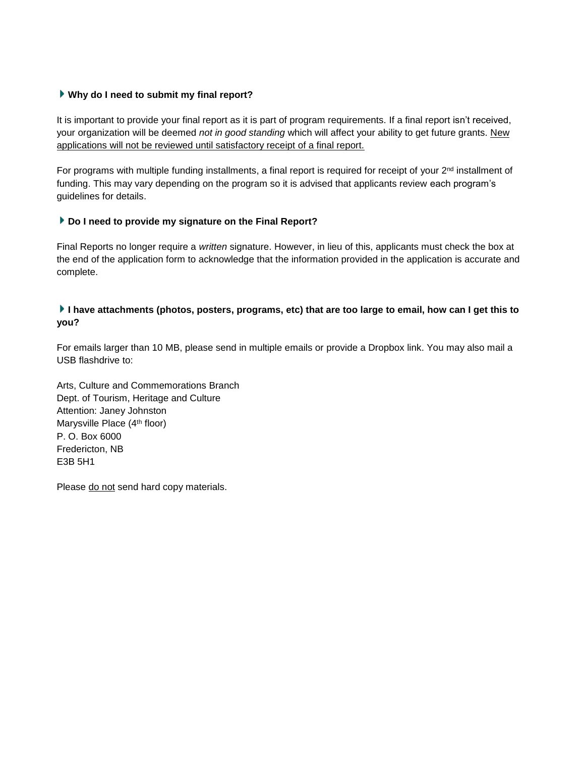### Why do I need to submit my final report?

It is important to provide your final report as it is part of program requirements. If a final report isn't received, your organization will be deemed *not in good standing* which will affect your ability to get future grants. <u>New applications will not be reviewed until satisfactory receipt of a final report.</u>

For programs with multiple funding installments, a final report is required for receipt of your 2nd installment of funding. This may vary depending on the program so it is advised that applicants review each program's guidelines for details.

### Do I need to provide my signature on the Final Report?

Final Reports no longer require a *written* signature. However, in lieu of this, applicants must check the box at the end of the application form to acknowledge that the information provided in the application is accurate and complete.

### I have attachments (photos, posters, programs, etc) that are too large to email, how can I get this to you?

For emails larger than 10 MB, please send in multiple emails or provide a Dropbox link. You may also mail a USB flashdrive to:

Arts, Culture and Commemorations Branch
Dept. of Tourism, Heritage and Culture
Attention: Janey Johnston
Marysville Place (4th floor)
P. O. Box 6000
Fredericton, NB
E3B 5H1

Please <u>do not</u> send hard copy materials.